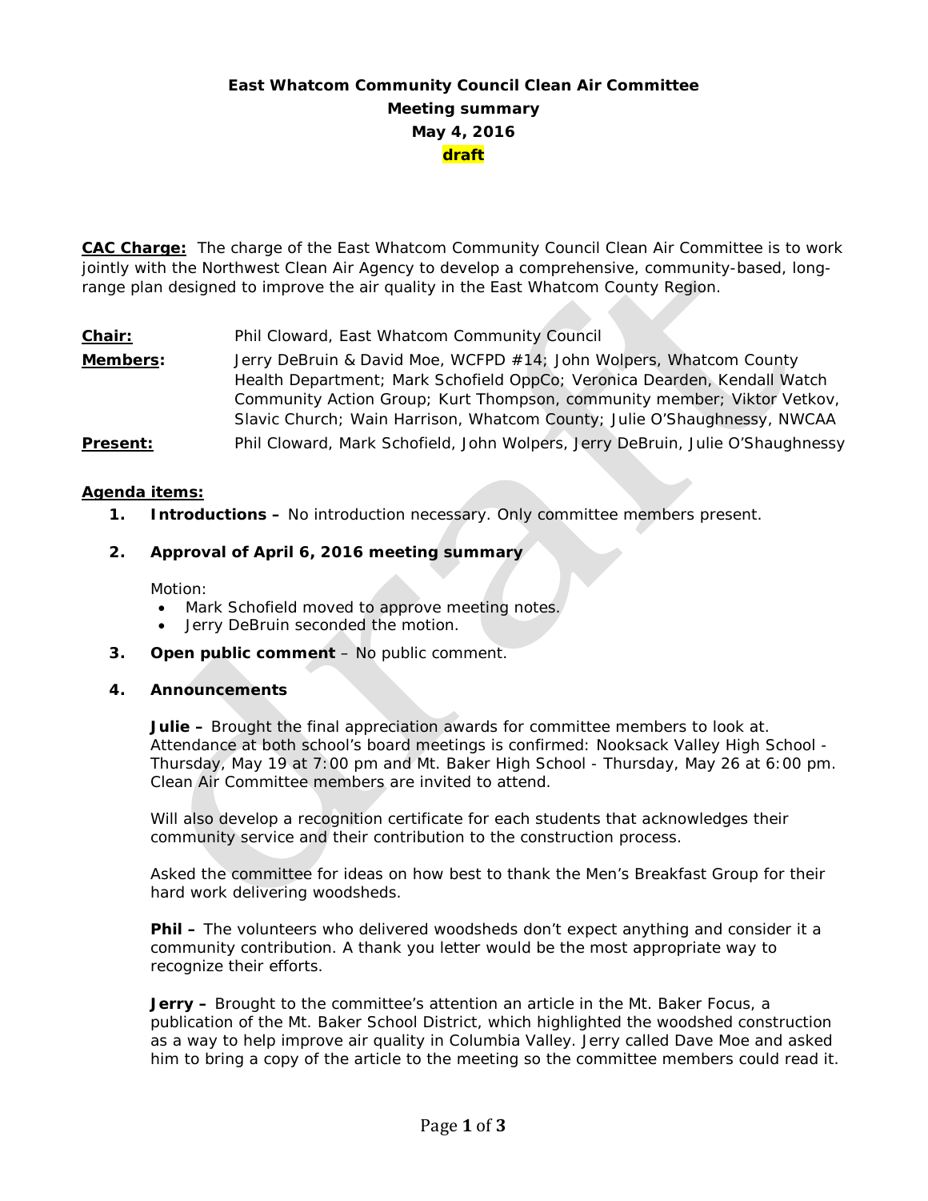# East Whatcom Community Council Clean Air Committee

## Meeting summary

## May 4, 2016

**draft**

**CAC Charge:** The charge of the East Whatcom Community Council Clean Air Committee is to work jointly with the Northwest Clean Air Agency to develop a comprehensive, community-based, long-range plan designed to improve the air quality in the East Whatcom County Region.

| | |
|---|---|
| **Chair:** | Phil Cloward, East Whatcom Community Council |
| **Members:** | Jerry DeBruin & David Moe, WCFPD #14; John Wolpers, Whatcom County Health Department; Mark Schofield OppCo; Veronica Dearden, Kendall Watch Community Action Group; Kurt Thompson, community member; Viktor Vetkov, Slavic Church; Wain Harrison, Whatcom County; Julie O'Shaughnessy, NWCAA |
| **Present:** | Phil Cloward, Mark Schofield, John Wolpers, Jerry DeBruin, Julie O'Shaughnessy |

**Agenda items:**

1. **Introductions –** No introduction necessary. Only committee members present.

2. **Approval of April 6, 2016 meeting summary**

   Motion:
   - Mark Schofield moved to approve meeting notes.
   - Jerry DeBruin seconded the motion.

3. **Open public comment** – No public comment.

4. **Announcements**

   **Julie –** Brought the final appreciation awards for committee members to look at. Attendance at both school's board meetings is confirmed: Nooksack Valley High School - Thursday, May 19 at 7:00 pm and Mt. Baker High School - Thursday, May 26 at 6:00 pm. Clean Air Committee members are invited to attend.

   Will also develop a recognition certificate for each students that acknowledges their community service and their contribution to the construction process.

   Asked the committee for ideas on how best to thank the Men's Breakfast Group for their hard work delivering woodsheds.

   **Phil –** The volunteers who delivered woodsheds don't expect anything and consider it a community contribution. A thank you letter would be the most appropriate way to recognize their efforts.

   **Jerry –** Brought to the committee's attention an article in the Mt. Baker Focus, a publication of the Mt. Baker School District, which highlighted the woodshed construction as a way to help improve air quality in Columbia Valley. Jerry called Dave Moe and asked him to bring a copy of the article to the meeting so the committee members could read it.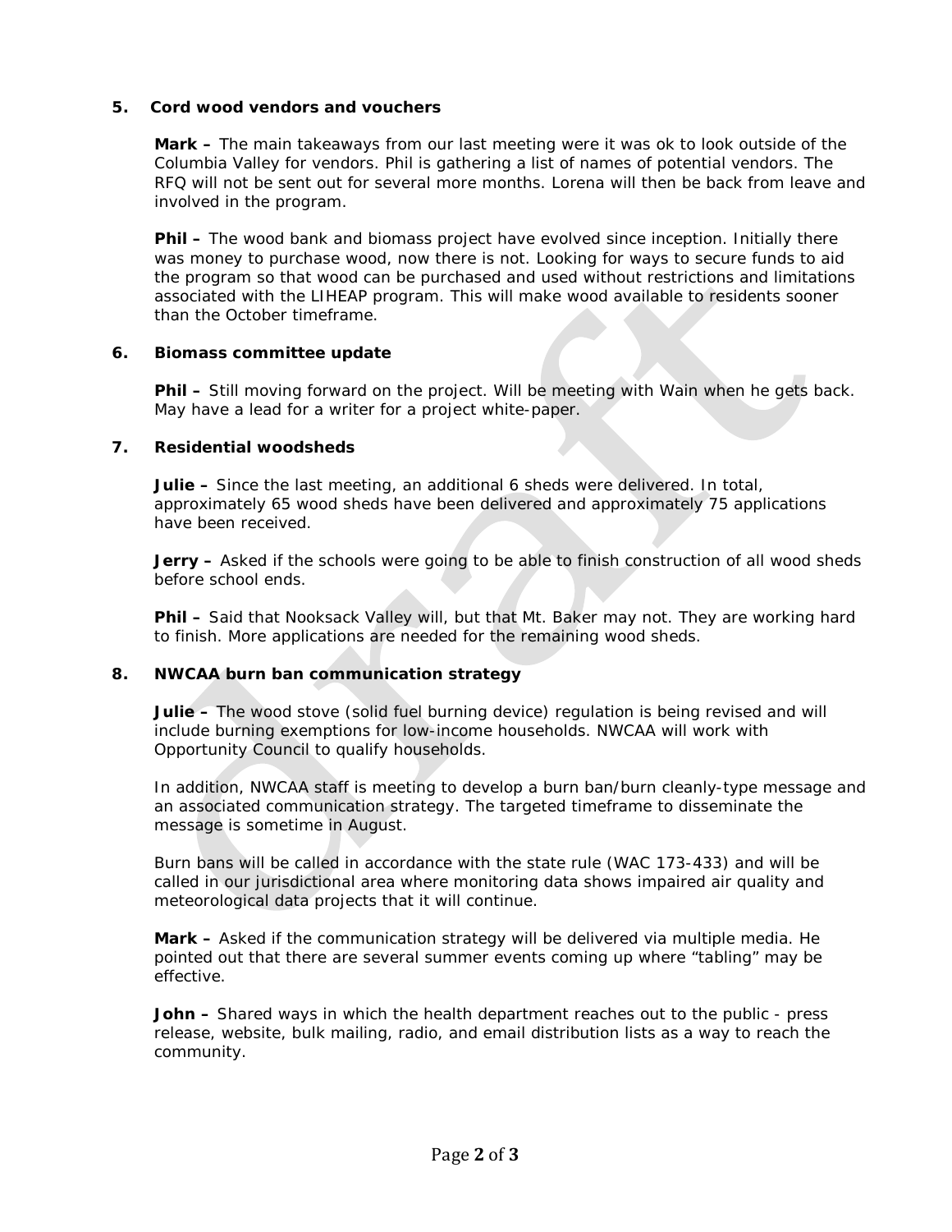**5. Cord wood vendors and vouchers**

**Mark –** The main takeaways from our last meeting were it was ok to look outside of the Columbia Valley for vendors. Phil is gathering a list of names of potential vendors. The RFQ will not be sent out for several more months. Lorena will then be back from leave and involved in the program.

**Phil –** The wood bank and biomass project have evolved since inception. Initially there was money to purchase wood, now there is not. Looking for ways to secure funds to aid the program so that wood can be purchased and used without restrictions and limitations associated with the LIHEAP program. This will make wood available to residents sooner than the October timeframe.

**6. Biomass committee update**

**Phil –** Still moving forward on the project. Will be meeting with Wain when he gets back. May have a lead for a writer for a project white-paper.

**7. Residential woodsheds**

**Julie –** Since the last meeting, an additional 6 sheds were delivered. In total, approximately 65 wood sheds have been delivered and approximately 75 applications have been received.

**Jerry –** Asked if the schools were going to be able to finish construction of all wood sheds before school ends.

**Phil –** Said that Nooksack Valley will, but that Mt. Baker may not. They are working hard to finish. More applications are needed for the remaining wood sheds.

**8. NWCAA burn ban communication strategy**

**Julie –** The wood stove (solid fuel burning device) regulation is being revised and will include burning exemptions for low-income households. NWCAA will work with Opportunity Council to qualify households.

In addition, NWCAA staff is meeting to develop a burn ban/burn cleanly-type message and an associated communication strategy. The targeted timeframe to disseminate the message is sometime in August.

Burn bans will be called in accordance with the state rule (WAC 173-433) and will be called in our jurisdictional area where monitoring data shows impaired air quality and meteorological data projects that it will continue.

**Mark –** Asked if the communication strategy will be delivered via multiple media. He pointed out that there are several summer events coming up where "tabling" may be effective.

**John –** Shared ways in which the health department reaches out to the public - press release, website, bulk mailing, radio, and email distribution lists as a way to reach the community.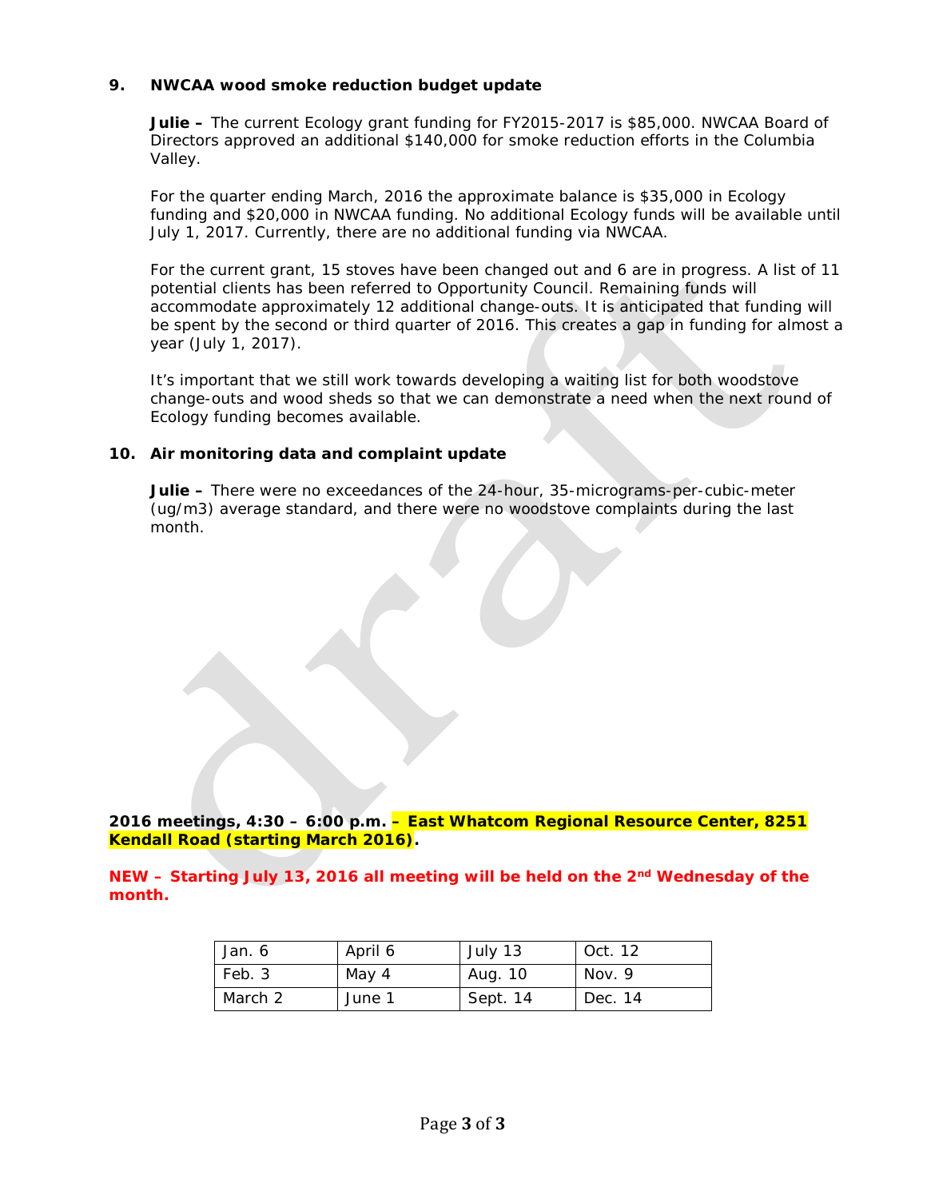**9. NWCAA wood smoke reduction budget update**

**Julie –** The current Ecology grant funding for FY2015-2017 is $85,000. NWCAA Board of Directors approved an additional $140,000 for smoke reduction efforts in the Columbia Valley.

For the quarter ending March, 2016 the approximate balance is $35,000 in Ecology funding and $20,000 in NWCAA funding. No additional Ecology funds will be available until July 1, 2017. Currently, there are no additional funding via NWCAA.

For the current grant, 15 stoves have been changed out and 6 are in progress. A list of 11 potential clients has been referred to Opportunity Council. Remaining funds will accommodate approximately 12 additional change-outs. It is anticipated that funding will be spent by the second or third quarter of 2016. This creates a gap in funding for almost a year (July 1, 2017).

It's important that we still work towards developing a waiting list for both woodstove change-outs and wood sheds so that we can demonstrate a need when the next round of Ecology funding becomes available.

**10. Air monitoring data and complaint update**

**Julie –** There were no exceedances of the 24-hour, 35-micrograms-per-cubic-meter (ug/m3) average standard, and there were no woodstove complaints during the last month.

**2016 meetings, 4:30 – 6:00 p.m. – East Whatcom Regional Resource Center, 8251 Kendall Road (starting March 2016).**

**NEW – Starting July 13, 2016 all meeting will be held on the 2nd Wednesday of the month.**

| | | | |
|---|---|---|---|
| Jan. 6 | April 6 | July 13 | Oct. 12 |
| Feb. 3 | May 4 | Aug. 10 | Nov. 9 |
| March 2 | June 1 | Sept. 14 | Dec. 14 |